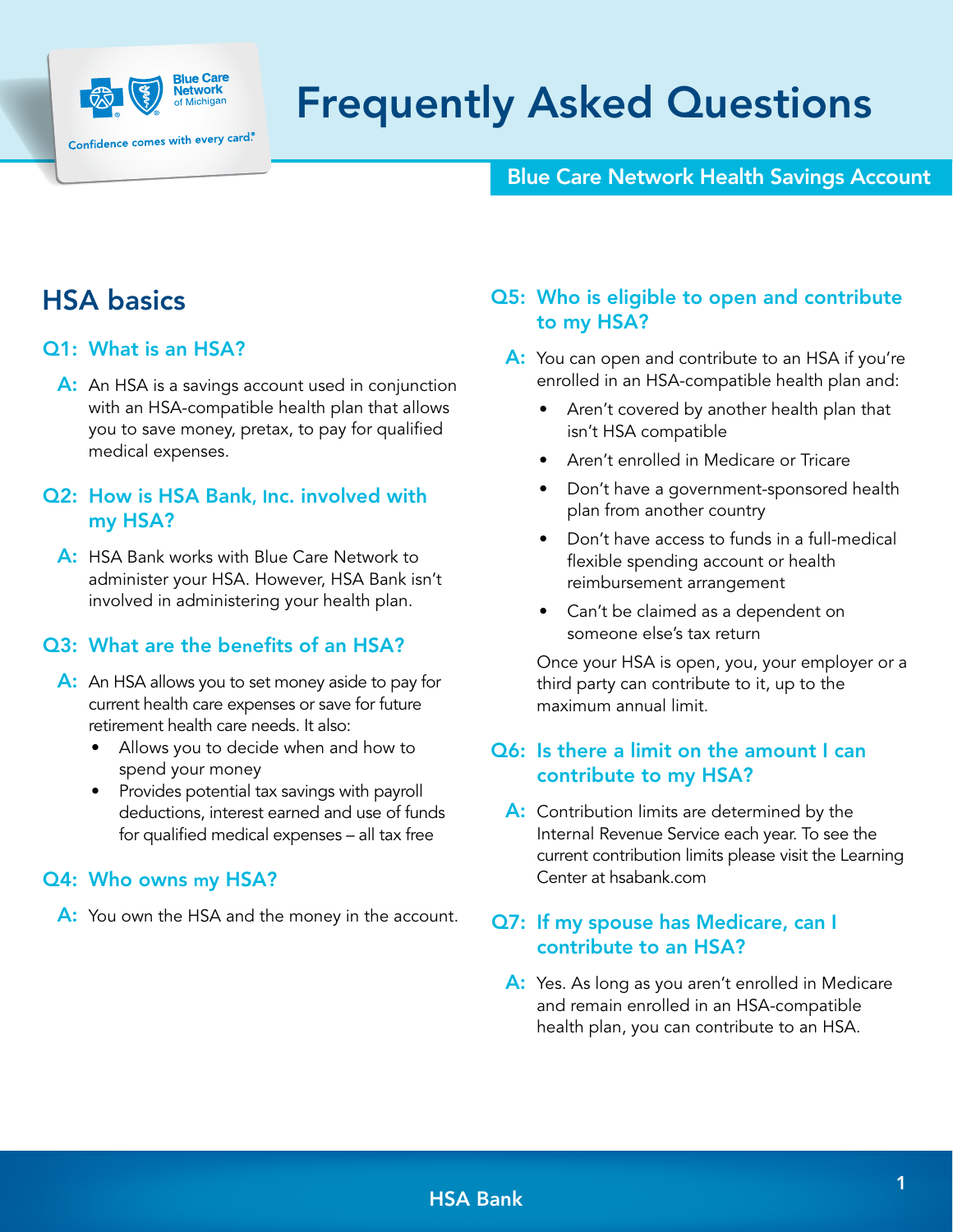# Frequently Asked Questions

## Blue Care Network Health Savings Account

## HSA basics

### Q1: What is an HSA?

**A:** An HSA is a savings account used in conjunction with an HSA-compatible health plan that allows you to save money, pretax, to pay for qualified medical expenses.

### Q2: How is HSA Bank, Inc. involved with my HSA?

**A:** HSA Bank works with Blue Care Network to administer your HSA. However, HSA Bank isn't involved in administering your health plan.

### Q3: What are the benefits of an HSA?

**A:** An HSA allows you to set money aside to pay for current health care expenses or save for future retirement health care needs. It also:

- Allows you to decide when and how to spend your money
- Provides potential tax savings with payroll deductions, interest earned and use of funds for qualified medical expenses – all tax free

### Q4: Who owns my HSA?

**A:** You own the HSA and the money in the account.

### Q5: Who is eligible to open and contribute to my HSA?

**A:** You can open and contribute to an HSA if you're enrolled in an HSA-compatible health plan and:

- Aren't covered by another health plan that isn't HSA compatible
- Aren't enrolled in Medicare or Tricare
- Don't have a government-sponsored health plan from another country
- Don't have access to funds in a full-medical flexible spending account or health reimbursement arrangement
- Can't be claimed as a dependent on someone else's tax return

Once your HSA is open, you, your employer or a third party can contribute to it, up to the maximum annual limit.

### Q6: Is there a limit on the amount I can contribute to my HSA?

**A:** Contribution limits are determined by the Internal Revenue Service each year. To see the current contribution limits please visit the Learning Center at hsabank.com

### Q7: If my spouse has Medicare, can I contribute to an HSA?

**A:** Yes. As long as you aren't enrolled in Medicare and remain enrolled in an HSA-compatible health plan, you can contribute to an HSA.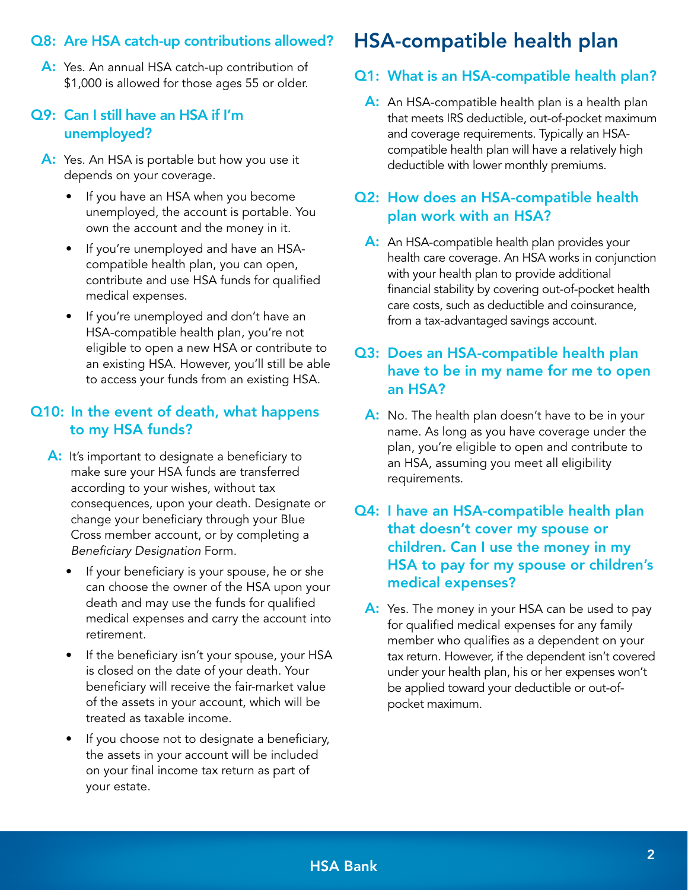### Q8: Are HSA catch-up contributions allowed?

**A:** Yes. An annual HSA catch-up contribution of $1,000 is allowed for those ages 55 or older.

### Q9: Can I still have an HSA if I'm unemployed?

**A:** Yes. An HSA is portable but how you use it depends on your coverage.

- If you have an HSA when you become unemployed, the account is portable. You own the account and the money in it.
- If you're unemployed and have an HSA-compatible health plan, you can open, contribute and use HSA funds for qualified medical expenses.
- If you're unemployed and don't have an HSA-compatible health plan, you're not eligible to open a new HSA or contribute to an existing HSA. However, you'll still be able to access your funds from an existing HSA.

### Q10: In the event of death, what happens to my HSA funds?

**A:** It's important to designate a beneficiary to make sure your HSA funds are transferred according to your wishes, without tax consequences, upon your death. Designate or change your beneficiary through your Blue Cross member account, or by completing a *Beneficiary Designation* Form.

- If your beneficiary is your spouse, he or she can choose the owner of the HSA upon your death and may use the funds for qualified medical expenses and carry the account into retirement.
- If the beneficiary isn't your spouse, your HSA is closed on the date of your death. Your beneficiary will receive the fair-market value of the assets in your account, which will be treated as taxable income.
- If you choose not to designate a beneficiary, the assets in your account will be included on your final income tax return as part of your estate.

## HSA-compatible health plan

### Q1: What is an HSA-compatible health plan?

**A:** An HSA-compatible health plan is a health plan that meets IRS deductible, out-of-pocket maximum and coverage requirements. Typically an HSA-compatible health plan will have a relatively high deductible with lower monthly premiums.

### Q2: How does an HSA-compatible health plan work with an HSA?

**A:** An HSA-compatible health plan provides your health care coverage. An HSA works in conjunction with your health plan to provide additional financial stability by covering out-of-pocket health care costs, such as deductible and coinsurance, from a tax-advantaged savings account.

### Q3: Does an HSA-compatible health plan have to be in my name for me to open an HSA?

**A:** No. The health plan doesn't have to be in your name. As long as you have coverage under the plan, you're eligible to open and contribute to an HSA, assuming you meet all eligibility requirements.

### Q4: I have an HSA-compatible health plan that doesn't cover my spouse or children. Can I use the money in my HSA to pay for my spouse or children's medical expenses?

**A:** Yes. The money in your HSA can be used to pay for qualified medical expenses for any family member who qualifies as a dependent on your tax return. However, if the dependent isn't covered under your health plan, his or her expenses won't be applied toward your deductible or out-of-pocket maximum.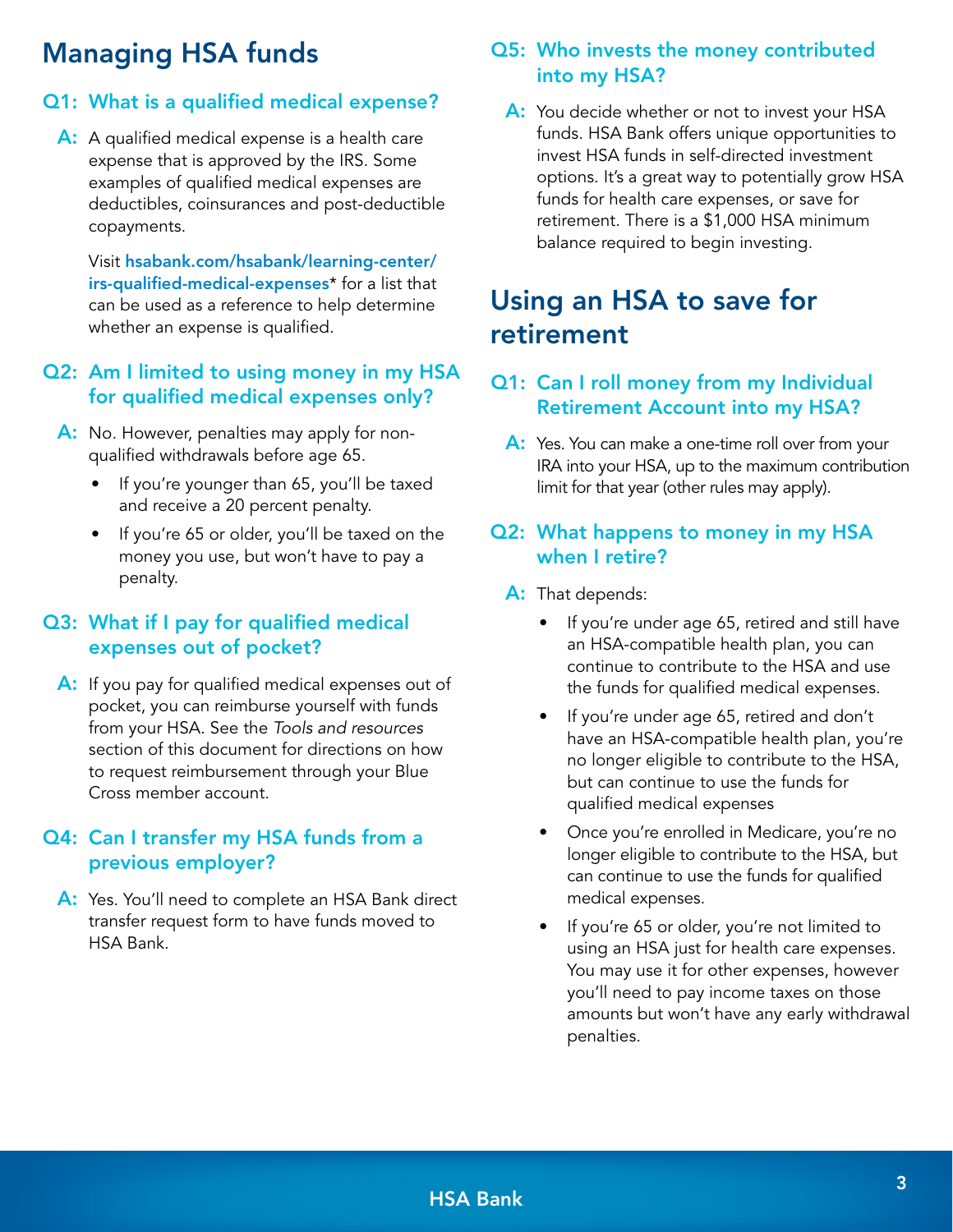## Managing HSA funds

### Q1: What is a qualified medical expense?

**A:** A qualified medical expense is a health care expense that is approved by the IRS. Some examples of qualified medical expenses are deductibles, coinsurances and post-deductible copayments.

Visit **hsabank.com/hsabank/learning-center/irs-qualified-medical-expenses*** for a list that can be used as a reference to help determine whether an expense is qualified.

### Q2: Am I limited to using money in my HSA for qualified medical expenses only?

**A:** No. However, penalties may apply for non-qualified withdrawals before age 65.

- If you're younger than 65, you'll be taxed and receive a 20 percent penalty.
- If you're 65 or older, you'll be taxed on the money you use, but won't have to pay a penalty.

### Q3: What if I pay for qualified medical expenses out of pocket?

**A:** If you pay for qualified medical expenses out of pocket, you can reimburse yourself with funds from your HSA. See the *Tools and resources* section of this document for directions on how to request reimbursement through your Blue Cross member account.

### Q4: Can I transfer my HSA funds from a previous employer?

**A:** Yes. You'll need to complete an HSA Bank direct transfer request form to have funds moved to HSA Bank.

### Q5: Who invests the money contributed into my HSA?

**A:** You decide whether or not to invest your HSA funds. HSA Bank offers unique opportunities to invest HSA funds in self-directed investment options. It's a great way to potentially grow HSA funds for health care expenses, or save for retirement. There is a $1,000 HSA minimum balance required to begin investing.

## Using an HSA to save for retirement

### Q1: Can I roll money from my Individual Retirement Account into my HSA?

**A:** Yes. You can make a one-time roll over from your IRA into your HSA, up to the maximum contribution limit for that year (other rules may apply).

### Q2: What happens to money in my HSA when I retire?

**A:** That depends:

- If you're under age 65, retired and still have an HSA-compatible health plan, you can continue to contribute to the HSA and use the funds for qualified medical expenses.
- If you're under age 65, retired and don't have an HSA-compatible health plan, you're no longer eligible to contribute to the HSA, but can continue to use the funds for qualified medical expenses
- Once you're enrolled in Medicare, you're no longer eligible to contribute to the HSA, but can continue to use the funds for qualified medical expenses.
- If you're 65 or older, you're not limited to using an HSA just for health care expenses. You may use it for other expenses, however you'll need to pay income taxes on those amounts but won't have any early withdrawal penalties.

HSA Bank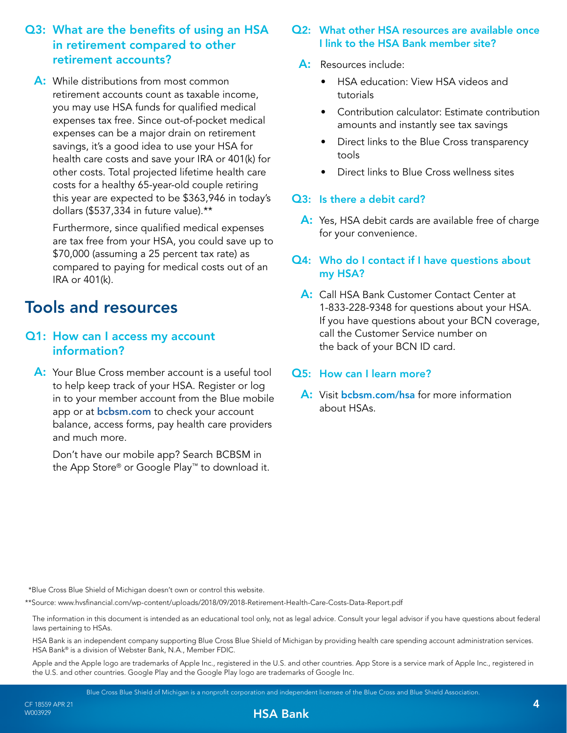### Q3: What are the benefits of using an HSA in retirement compared to other retirement accounts?

**A:** While distributions from most common retirement accounts count as taxable income, you may use HSA funds for qualified medical expenses tax free. Since out-of-pocket medical expenses can be a major drain on retirement savings, it's a good idea to use your HSA for health care costs and save your IRA or 401(k) for other costs. Total projected lifetime health care costs for a healthy 65-year-old couple retiring this year are expected to be $363,946 in today's dollars ($537,334 in future value).**

Furthermore, since qualified medical expenses are tax free from your HSA, you could save up to $70,000 (assuming a 25 percent tax rate) as compared to paying for medical costs out of an IRA or 401(k).

## Tools and resources

### Q1: How can I access my account information?

**A:** Your Blue Cross member account is a useful tool to help keep track of your HSA. Register or log in to your member account from the Blue mobile app or at **bcbsm.com** to check your account balance, access forms, pay health care providers and much more.

Don't have our mobile app? Search BCBSM in the App Store® or Google Play™ to download it.

### Q2: What other HSA resources are available once I link to the HSA Bank member site?

**A:** Resources include:

- HSA education: View HSA videos and tutorials
- Contribution calculator: Estimate contribution amounts and instantly see tax savings
- Direct links to the Blue Cross transparency tools
- Direct links to Blue Cross wellness sites

### Q3: Is there a debit card?

**A:** Yes, HSA debit cards are available free of charge for your convenience.

### Q4: Who do I contact if I have questions about my HSA?

**A:** Call HSA Bank Customer Contact Center at 1-833-228-9348 for questions about your HSA. If you have questions about your BCN coverage, call the Customer Service number on the back of your BCN ID card.

### Q5: How can I learn more?

**A:** Visit **bcbsm.com/hsa** for more information about HSAs.

*Blue Cross Blue Shield of Michigan doesn't own or control this website.

**Source: www.hvsfinancial.com/wp-content/uploads/2018/09/2018-Retirement-Health-Care-Costs-Data-Report.pdf

The information in this document is intended as an educational tool only, not as legal advice. Consult your legal advisor if you have questions about federal laws pertaining to HSAs.

HSA Bank is an independent company supporting Blue Cross Blue Shield of Michigan by providing health care spending account administration services. HSA Bank® is a division of Webster Bank, N.A., Member FDIC.

Apple and the Apple logo are trademarks of Apple Inc., registered in the U.S. and other countries. App Store is a service mark of Apple Inc., registered in the U.S. and other countries. Google Play and the Google Play logo are trademarks of Google Inc.

Blue Cross Blue Shield of Michigan is a nonprofit corporation and independent licensee of the Blue Cross and Blue Shield Association.

CF 18559 APR 21
W003929

HSA Bank